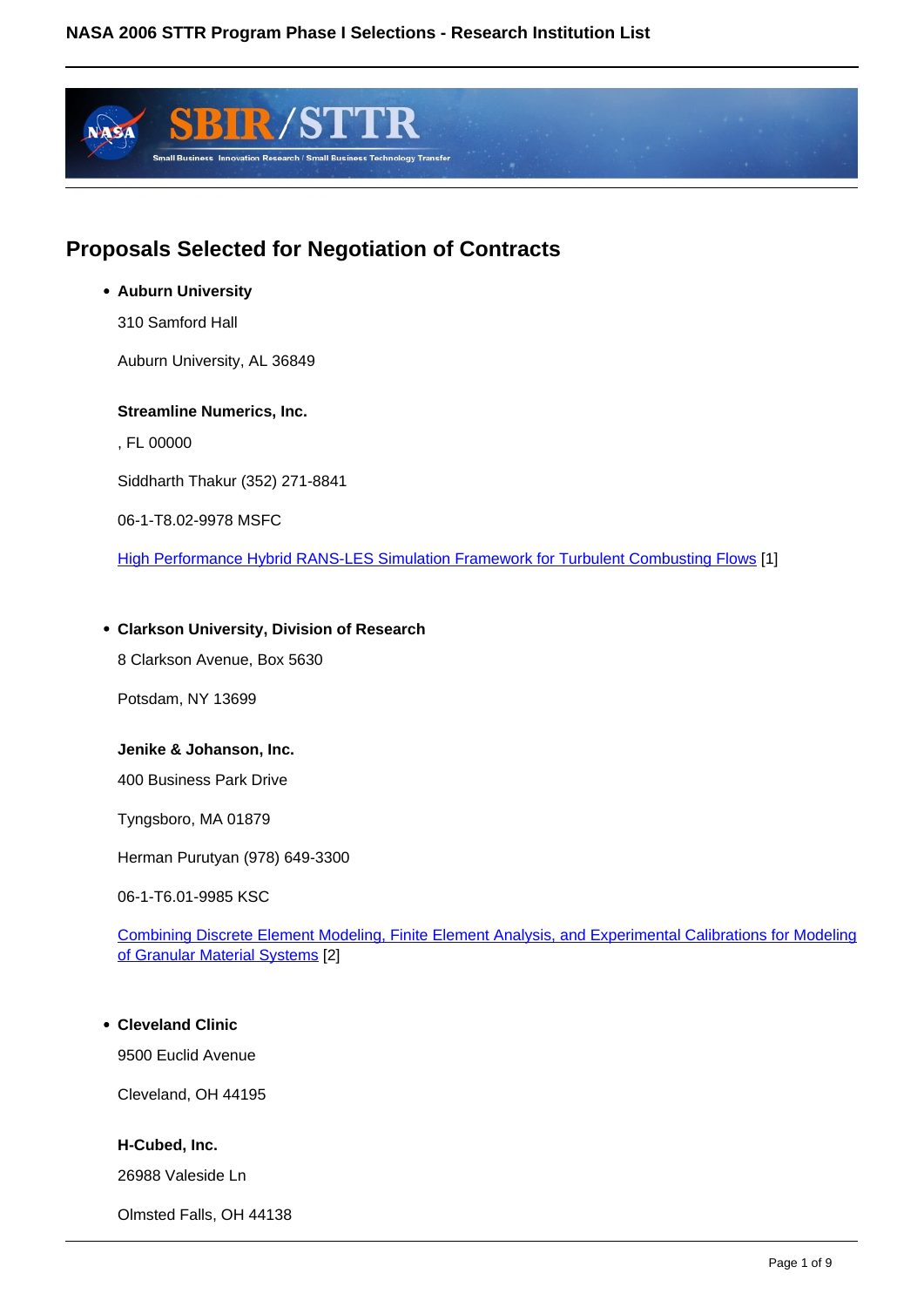## Proposals Selected for Negotiation of Contracts

- **Auburn University**

  310 Samford Hall

  Auburn University, AL 36849

  **Streamline Numerics, Inc.**

  , FL 00000

  Siddharth Thakur (352) 271-8841

  06-1-T8.02-9978 MSFC

  High Performance Hybrid RANS-LES Simulation Framework for Turbulent Combusting Flows [1]

- **Clarkson University, Division of Research**

  8 Clarkson Avenue, Box 5630

  Potsdam, NY 13699

  **Jenike & Johanson, Inc.**

  400 Business Park Drive

  Tyngsboro, MA 01879

  Herman Purutyan (978) 649-3300

  06-1-T6.01-9985 KSC

  Combining Discrete Element Modeling, Finite Element Analysis, and Experimental Calibrations for Modeling of Granular Material Systems [2]

- **Cleveland Clinic**

  9500 Euclid Avenue

  Cleveland, OH 44195

  **H-Cubed, Inc.**

  26988 Valeside Ln

  Olmsted Falls, OH 44138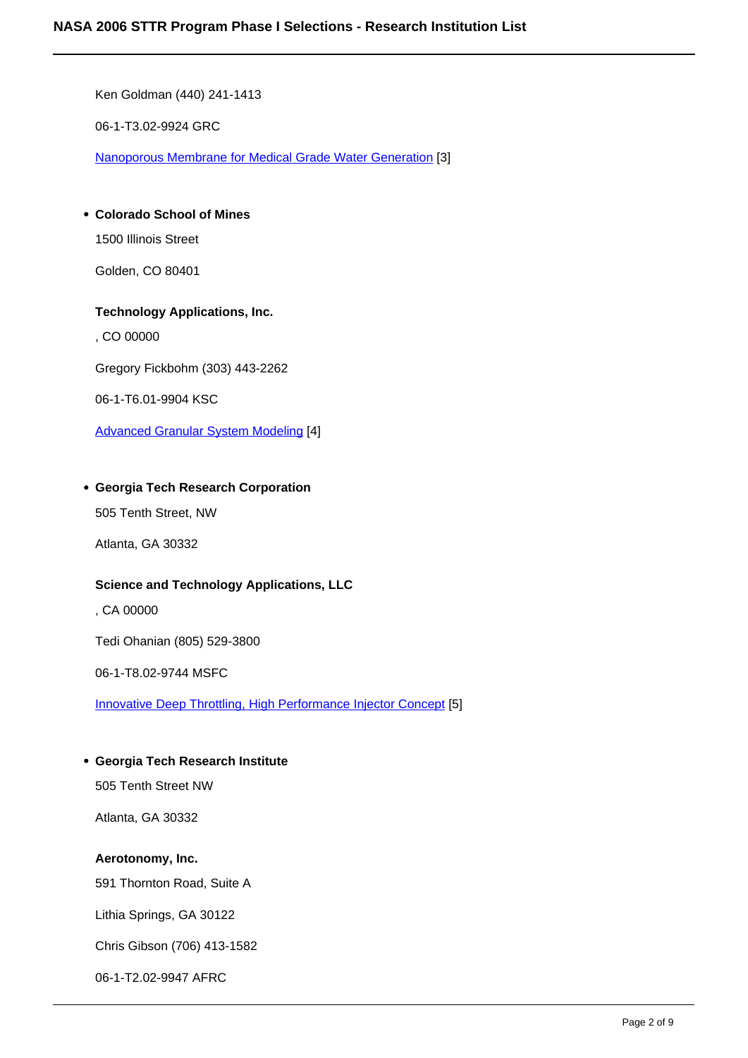Ken Goldman (440) 241-1413

06-1-T3.02-9924 GRC

Nanoporous Membrane for Medical Grade Water Generation [3]

- **Colorado School of Mines**

  1500 Illinois Street

  Golden, CO 80401

  **Technology Applications, Inc.**

  , CO 00000

  Gregory Fickbohm (303) 443-2262

  06-1-T6.01-9904 KSC

  Advanced Granular System Modeling [4]

- **Georgia Tech Research Corporation**

  505 Tenth Street, NW

  Atlanta, GA 30332

  **Science and Technology Applications, LLC**

  , CA 00000

  Tedi Ohanian (805) 529-3800

  06-1-T8.02-9744 MSFC

  Innovative Deep Throttling, High Performance Injector Concept [5]

- **Georgia Tech Research Institute**

  505 Tenth Street NW

  Atlanta, GA 30332

  **Aerotonomy, Inc.**

  591 Thornton Road, Suite A

  Lithia Springs, GA 30122

  Chris Gibson (706) 413-1582

  06-1-T2.02-9947 AFRC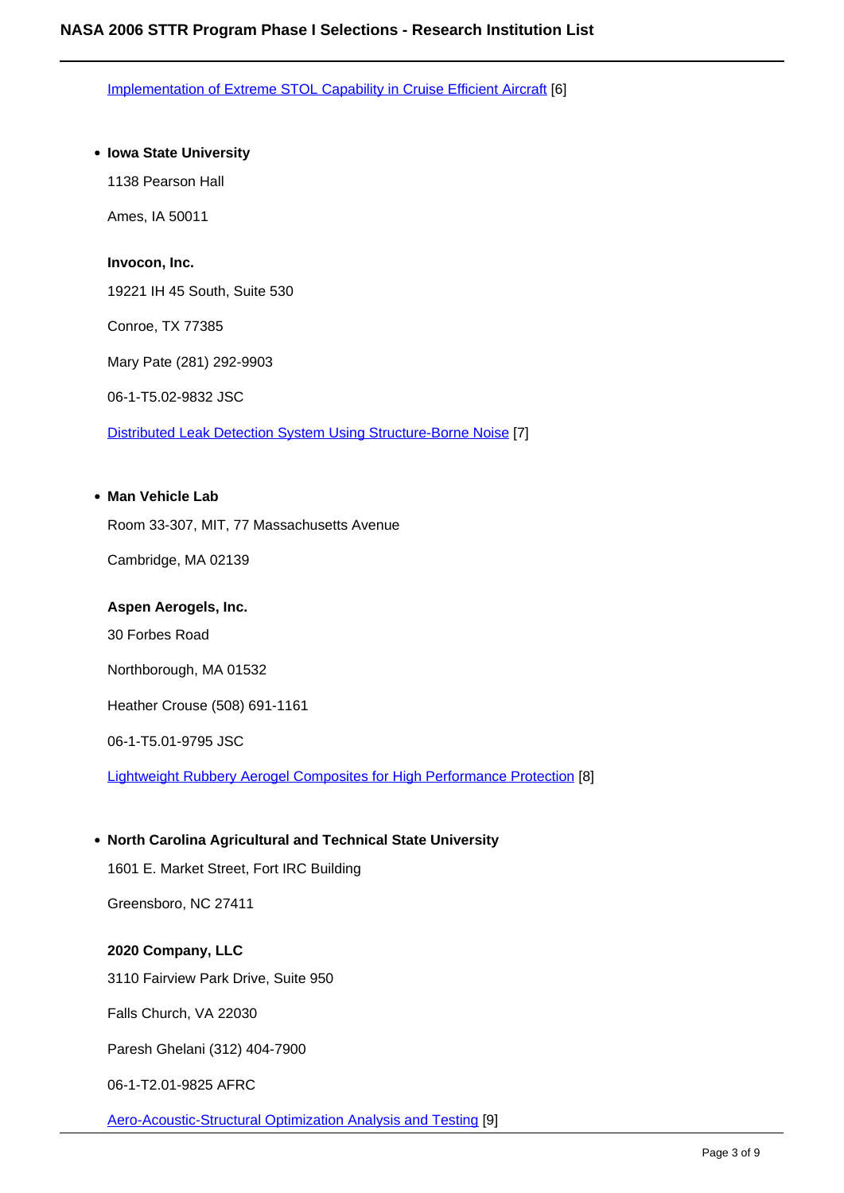[Implementation of Extreme STOL Capability in Cruise Efficient Aircraft] [6]

- **Iowa State University**

  1138 Pearson Hall

  Ames, IA 50011

  **Invocon, Inc.**

  19221 IH 45 South, Suite 530

  Conroe, TX 77385

  Mary Pate (281) 292-9903

  06-1-T5.02-9832 JSC

  [Distributed Leak Detection System Using Structure-Borne Noise] [7]

- **Man Vehicle Lab**

  Room 33-307, MIT, 77 Massachusetts Avenue

  Cambridge, MA 02139

  **Aspen Aerogels, Inc.**

  30 Forbes Road

  Northborough, MA 01532

  Heather Crouse (508) 691-1161

  06-1-T5.01-9795 JSC

  [Lightweight Rubbery Aerogel Composites for High Performance Protection] [8]

- **North Carolina Agricultural and Technical State University**

  1601 E. Market Street, Fort IRC Building

  Greensboro, NC 27411

  **2020 Company, LLC**

  3110 Fairview Park Drive, Suite 950

  Falls Church, VA 22030

  Paresh Ghelani (312) 404-7900

  06-1-T2.01-9825 AFRC

  [Aero-Acoustic-Structural Optimization Analysis and Testing] [9]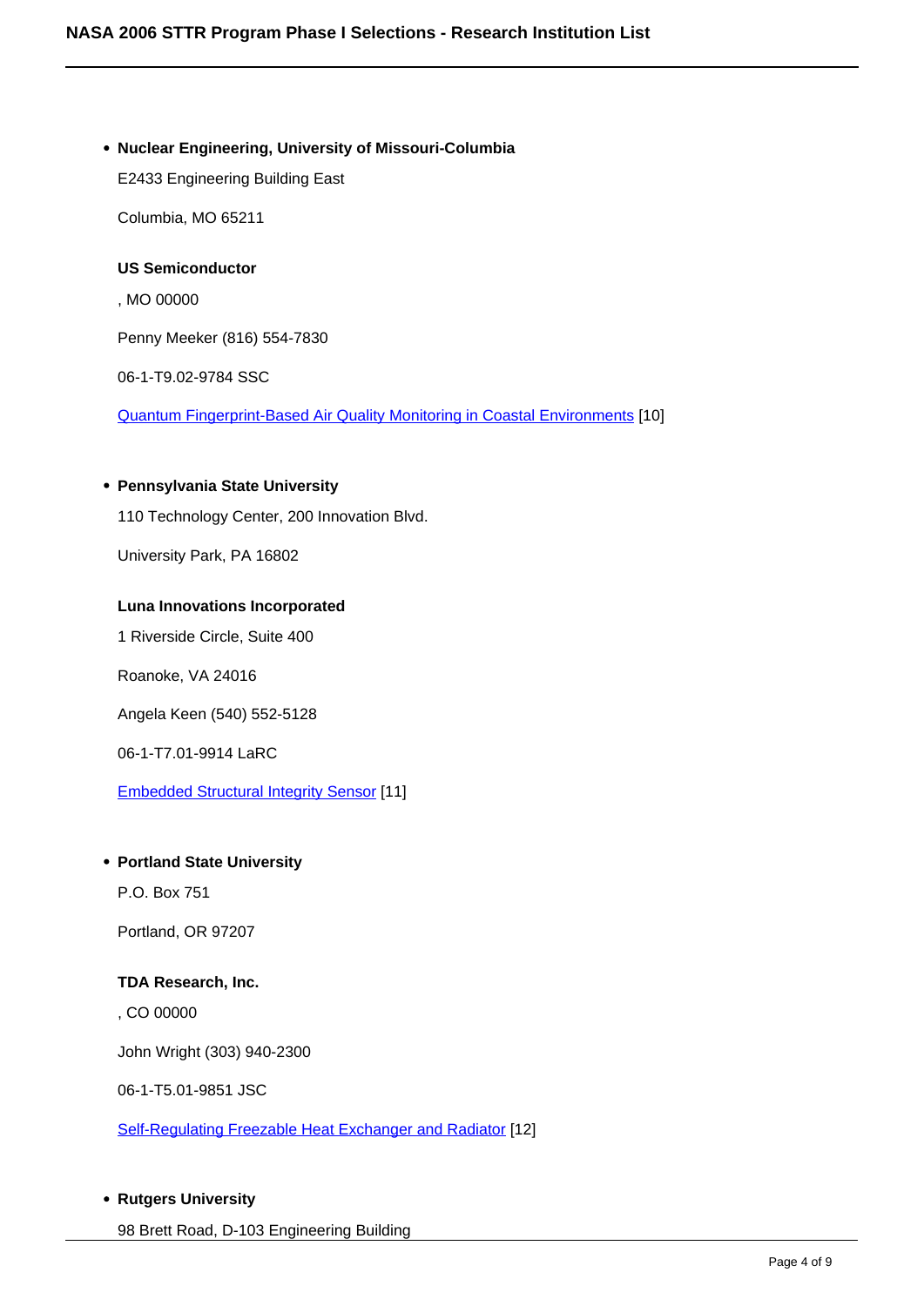- **Nuclear Engineering, University of Missouri-Columbia**

  E2433 Engineering Building East

  Columbia, MO 65211

  **US Semiconductor**

  , MO 00000

  Penny Meeker (816) 554-7830

  06-1-T9.02-9784 SSC

  Quantum Fingerprint-Based Air Quality Monitoring in Coastal Environments [10]

- **Pennsylvania State University**

  110 Technology Center, 200 Innovation Blvd.

  University Park, PA 16802

  **Luna Innovations Incorporated**

  1 Riverside Circle, Suite 400

  Roanoke, VA 24016

  Angela Keen (540) 552-5128

  06-1-T7.01-9914 LaRC

  Embedded Structural Integrity Sensor [11]

- **Portland State University**

  P.O. Box 751

  Portland, OR 97207

  **TDA Research, Inc.**

  , CO 00000

  John Wright (303) 940-2300

  06-1-T5.01-9851 JSC

  Self-Regulating Freezable Heat Exchanger and Radiator [12]

- **Rutgers University**

  98 Brett Road, D-103 Engineering Building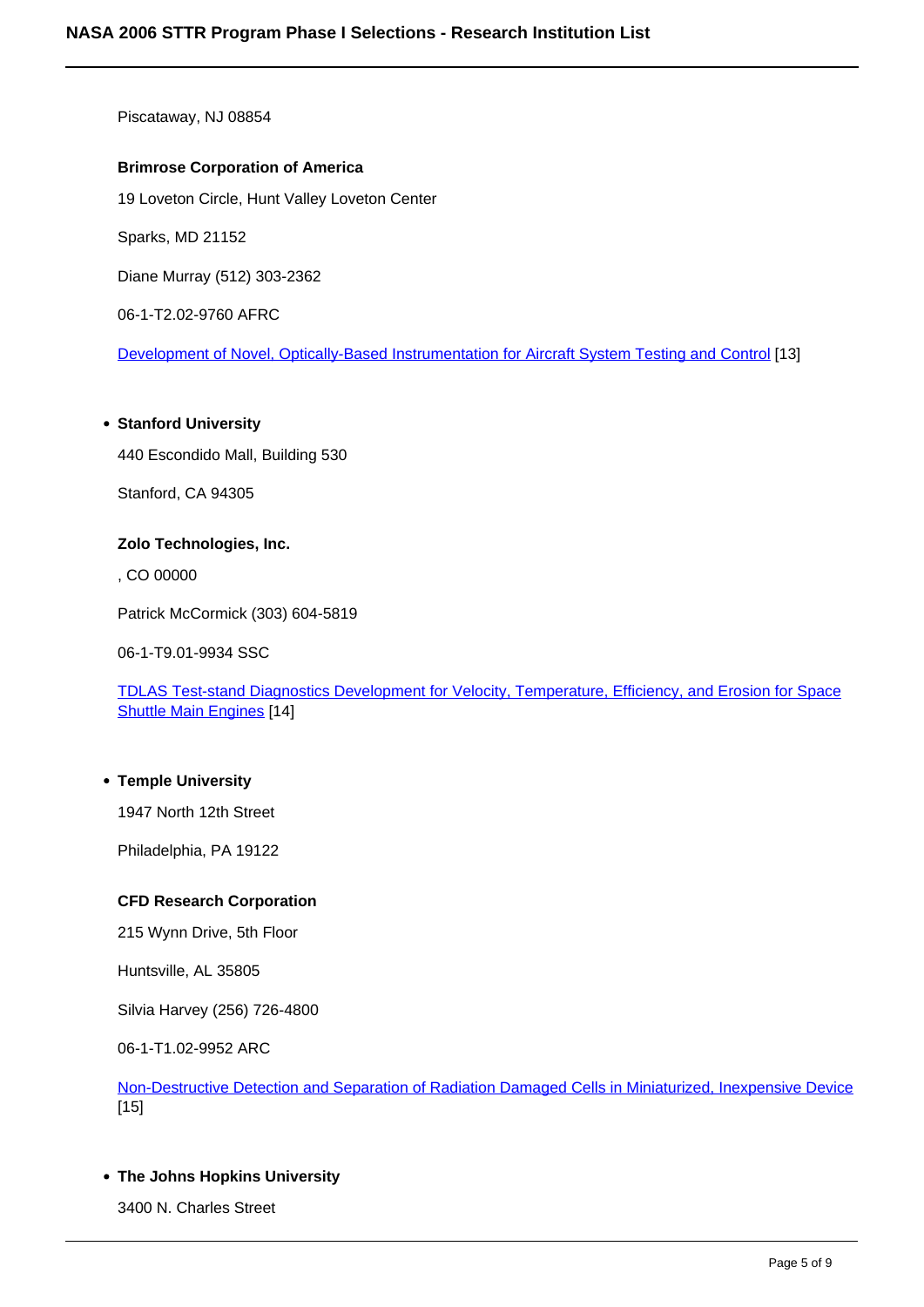Piscataway, NJ 08854

**Brimrose Corporation of America**

19 Loveton Circle, Hunt Valley Loveton Center

Sparks, MD 21152

Diane Murray (512) 303-2362

06-1-T2.02-9760 AFRC

Development of Novel, Optically-Based Instrumentation for Aircraft System Testing and Control [13]

- **Stanford University**

  440 Escondido Mall, Building 530

  Stanford, CA 94305

  **Zolo Technologies, Inc.**

  , CO 00000

  Patrick McCormick (303) 604-5819

  06-1-T9.01-9934 SSC

  TDLAS Test-stand Diagnostics Development for Velocity, Temperature, Efficiency, and Erosion for Space Shuttle Main Engines [14]

- **Temple University**

  1947 North 12th Street

  Philadelphia, PA 19122

  **CFD Research Corporation**

  215 Wynn Drive, 5th Floor

  Huntsville, AL 35805

  Silvia Harvey (256) 726-4800

  06-1-T1.02-9952 ARC

  Non-Destructive Detection and Separation of Radiation Damaged Cells in Miniaturized, Inexpensive Device [15]

- **The Johns Hopkins University**

  3400 N. Charles Street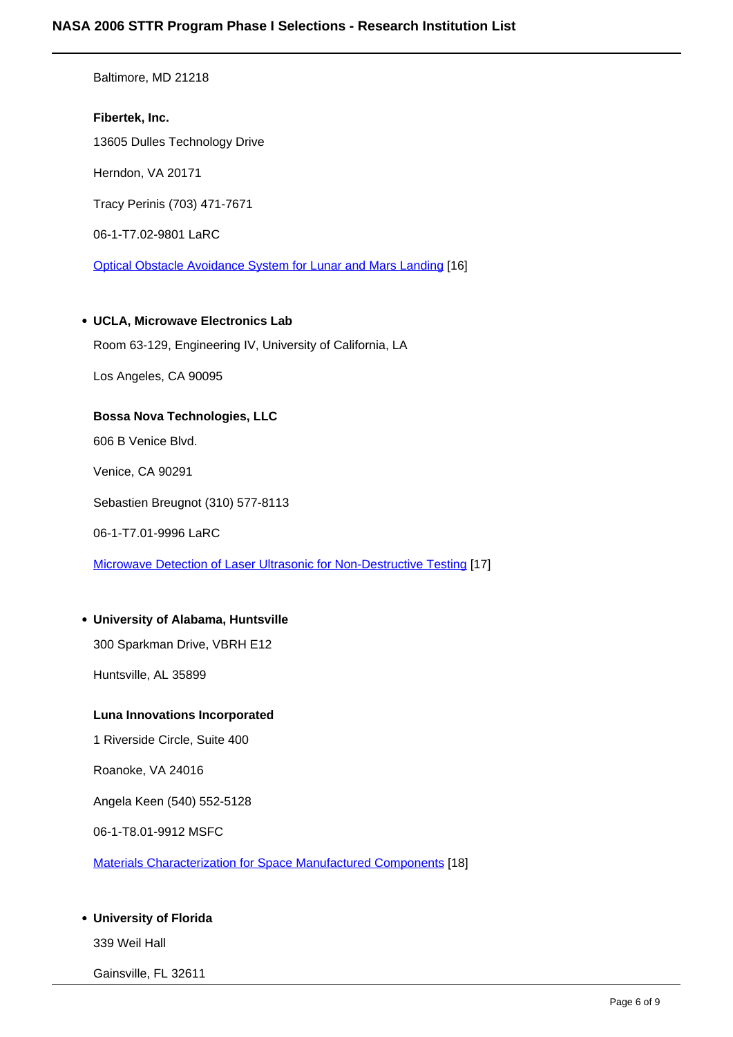Baltimore, MD 21218

**Fibertek, Inc.**

13605 Dulles Technology Drive

Herndon, VA 20171

Tracy Perinis (703) 471-7671

06-1-T7.02-9801 LaRC

Optical Obstacle Avoidance System for Lunar and Mars Landing [16]

- **UCLA, Microwave Electronics Lab**

  Room 63-129, Engineering IV, University of California, LA

  Los Angeles, CA 90095

  **Bossa Nova Technologies, LLC**

  606 B Venice Blvd.

  Venice, CA 90291

  Sebastien Breugnot (310) 577-8113

  06-1-T7.01-9996 LaRC

  Microwave Detection of Laser Ultrasonic for Non-Destructive Testing [17]

- **University of Alabama, Huntsville**

  300 Sparkman Drive, VBRH E12

  Huntsville, AL 35899

  **Luna Innovations Incorporated**

  1 Riverside Circle, Suite 400

  Roanoke, VA 24016

  Angela Keen (540) 552-5128

  06-1-T8.01-9912 MSFC

  Materials Characterization for Space Manufactured Components [18]

- **University of Florida**

  339 Weil Hall

  Gainsville, FL 32611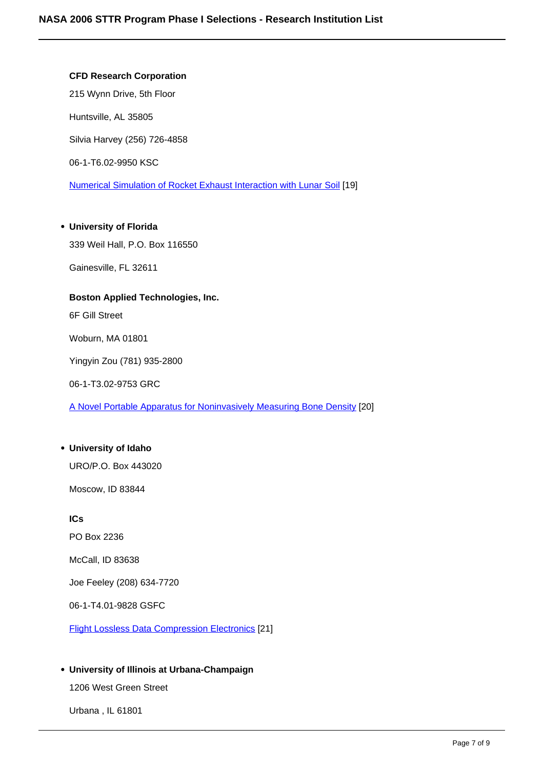**CFD Research Corporation**

215 Wynn Drive, 5th Floor

Huntsville, AL 35805

Silvia Harvey (256) 726-4858

06-1-T6.02-9950 KSC

Numerical Simulation of Rocket Exhaust Interaction with Lunar Soil [19]

- **University of Florida**

  339 Weil Hall, P.O. Box 116550

  Gainesville, FL 32611

  **Boston Applied Technologies, Inc.**

  6F Gill Street

  Woburn, MA 01801

  Yingyin Zou (781) 935-2800

  06-1-T3.02-9753 GRC

  A Novel Portable Apparatus for Noninvasively Measuring Bone Density [20]

- **University of Idaho**

  URO/P.O. Box 443020

  Moscow, ID 83844

  **ICs**

  PO Box 2236

  McCall, ID 83638

  Joe Feeley (208) 634-7720

  06-1-T4.01-9828 GSFC

  Flight Lossless Data Compression Electronics [21]

- **University of Illinois at Urbana-Champaign**

  1206 West Green Street

  Urbana , IL 61801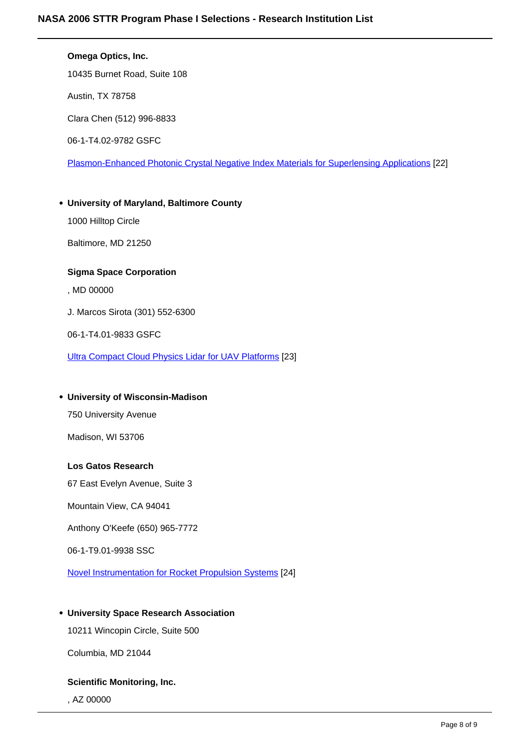**Omega Optics, Inc.**

10435 Burnet Road, Suite 108

Austin, TX 78758

Clara Chen (512) 996-8833

06-1-T4.02-9782 GSFC

Plasmon-Enhanced Photonic Crystal Negative Index Materials for Superlensing Applications [22]

- **University of Maryland, Baltimore County**

  1000 Hilltop Circle

  Baltimore, MD 21250

  **Sigma Space Corporation**

  , MD 00000

  J. Marcos Sirota (301) 552-6300

  06-1-T4.01-9833 GSFC

  Ultra Compact Cloud Physics Lidar for UAV Platforms [23]

- **University of Wisconsin-Madison**

  750 University Avenue

  Madison, WI 53706

  **Los Gatos Research**

  67 East Evelyn Avenue, Suite 3

  Mountain View, CA 94041

  Anthony O'Keefe (650) 965-7772

  06-1-T9.01-9938 SSC

  Novel Instrumentation for Rocket Propulsion Systems [24]

- **University Space Research Association**

  10211 Wincopin Circle, Suite 500

  Columbia, MD 21044

  **Scientific Monitoring, Inc.**

  , AZ 00000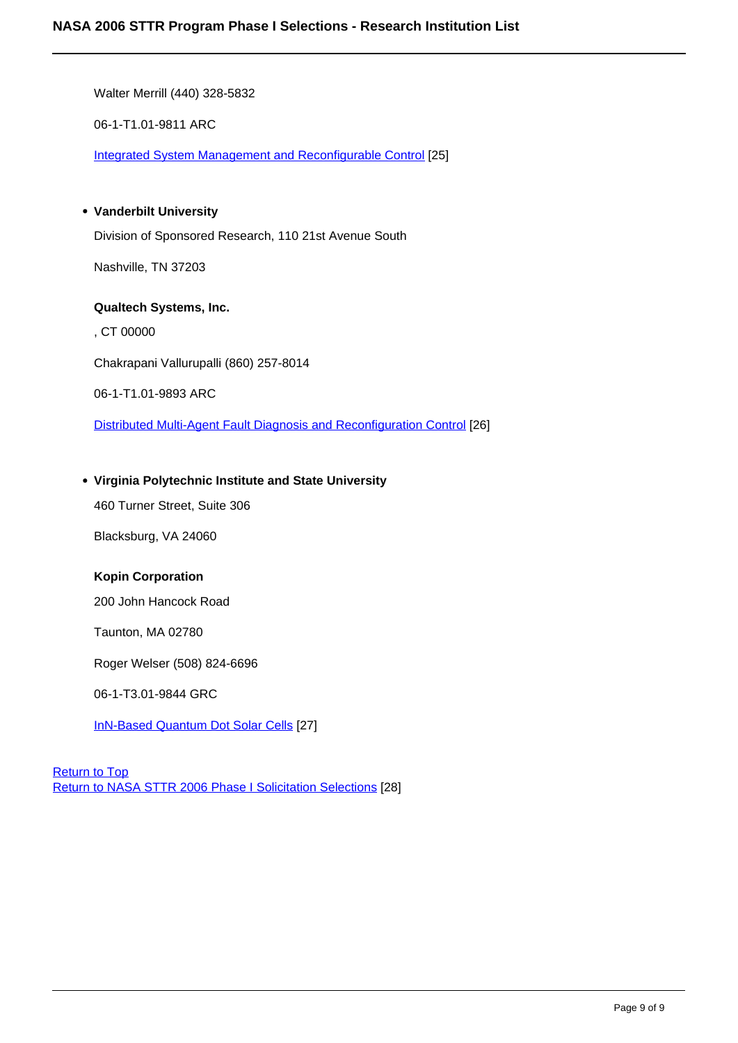Walter Merrill (440) 328-5832

06-1-T1.01-9811 ARC

Integrated System Management and Reconfigurable Control [25]

- **Vanderbilt University**

  Division of Sponsored Research, 110 21st Avenue South

  Nashville, TN 37203

  **Qualtech Systems, Inc.**

  , CT 00000

  Chakrapani Vallurupalli (860) 257-8014

  06-1-T1.01-9893 ARC

  Distributed Multi-Agent Fault Diagnosis and Reconfiguration Control [26]

- **Virginia Polytechnic Institute and State University**

  460 Turner Street, Suite 306

  Blacksburg, VA 24060

  **Kopin Corporation**

  200 John Hancock Road

  Taunton, MA 02780

  Roger Welser (508) 824-6696

  06-1-T3.01-9844 GRC

  InN-Based Quantum Dot Solar Cells [27]

Return to Top
Return to NASA STTR 2006 Phase I Solicitation Selections [28]